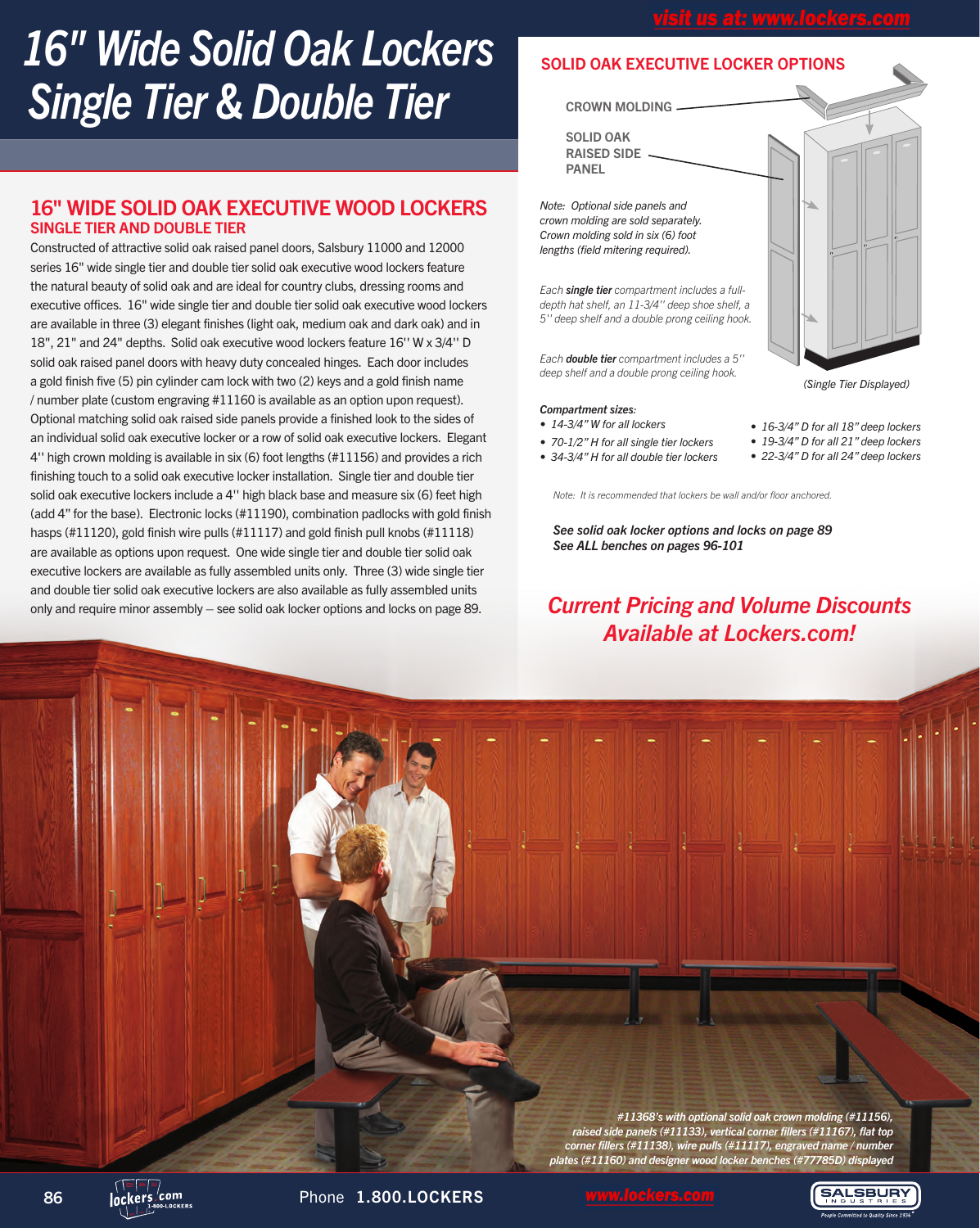# 16" Wide Solid Oak Lockers Single Tier & Double Tier

## 16" WIDE SOLID OAK EXECUTIVE WOOD LOCKERS

### SINGLE TIER AND DOUBLE TIER

Constructed of attractive solid oak raised panel doors, Salsbury 11000 and 12000 series 16" wide single tier and double tier solid oak executive wood lockers feature the natural beauty of solid oak and are ideal for country clubs, dressing rooms and executive offices. 16" wide single tier and double tier solid oak executive wood lockers are available in three (3) elegant finishes (light oak, medium oak and dark oak) and in 18", 21" and 24" depths. Solid oak executive wood lockers feature 16'' W x 3/4'' D solid oak raised panel doors with heavy duty concealed hinges. Each door includes a gold finish five (5) pin cylinder cam lock with two (2) keys and a gold finish name / number plate (custom engraving #11160 is available as an option upon request). Optional matching solid oak raised side panels provide a finished look to the sides of an individual solid oak executive locker or a row of solid oak executive lockers. Elegant 4'' high crown molding is available in six (6) foot lengths (#11156) and provides a rich finishing touch to a solid oak executive locker installation. Single tier and double tier solid oak executive lockers include a 4'' high black base and measure six (6) feet high (add 4" for the base). Electronic locks (#11190), combination padlocks with gold finish hasps (#11120), gold finish wire pulls (#11117) and gold finish pull knobs (#11118) are available as options upon request. One wide single tier and double tier solid oak executive lockers are available as fully assembled units only. Three (3) wide single tier and double tier solid oak executive lockers are also available as fully assembled units only and require minor assembly – see solid oak locker options and locks on page 89.

## SOLID OAK EXECUTIVE LOCKER OPTIONS

CROWN MOLDING

SOLID OAK RAISED SIDE PANEL

*Note: Optional side panels and crown molding are sold separately. Crown molding sold in six (6) foot lengths (field mitering required).*

*Each **single tier** compartment includes a full-depth hat shelf, an 11-3/4'' deep shoe shelf, a 5'' deep shelf and a double prong ceiling hook.*

*Each **double tier** compartment includes a 5'' deep shelf and a double prong ceiling hook.*

*(Single Tier Displayed)*

***Compartment sizes:***

- *14-3/4" W for all lockers*
- *70-1/2" H for all single tier lockers*
- *34-3/4" H for all double tier lockers*
- *16-3/4" D for all 18" deep lockers*
- *19-3/4" D for all 21" deep lockers*
- *22-3/4" D for all 24" deep lockers*

*Note: It is recommended that lockers be wall and/or floor anchored.*

***See solid oak locker options and locks on page 89***
***See ALL benches on pages 96-101***

## *Current Pricing and Volume Discounts Available at Lockers.com!*

*#11368's with optional solid oak crown molding (#11156), raised side panels (#11133), vertical corner fillers (#11167), flat top corner fillers (#11138), wire pulls (#11117), engraved name / number plates (#11160) and designer wood locker benches (#77785D) displayed*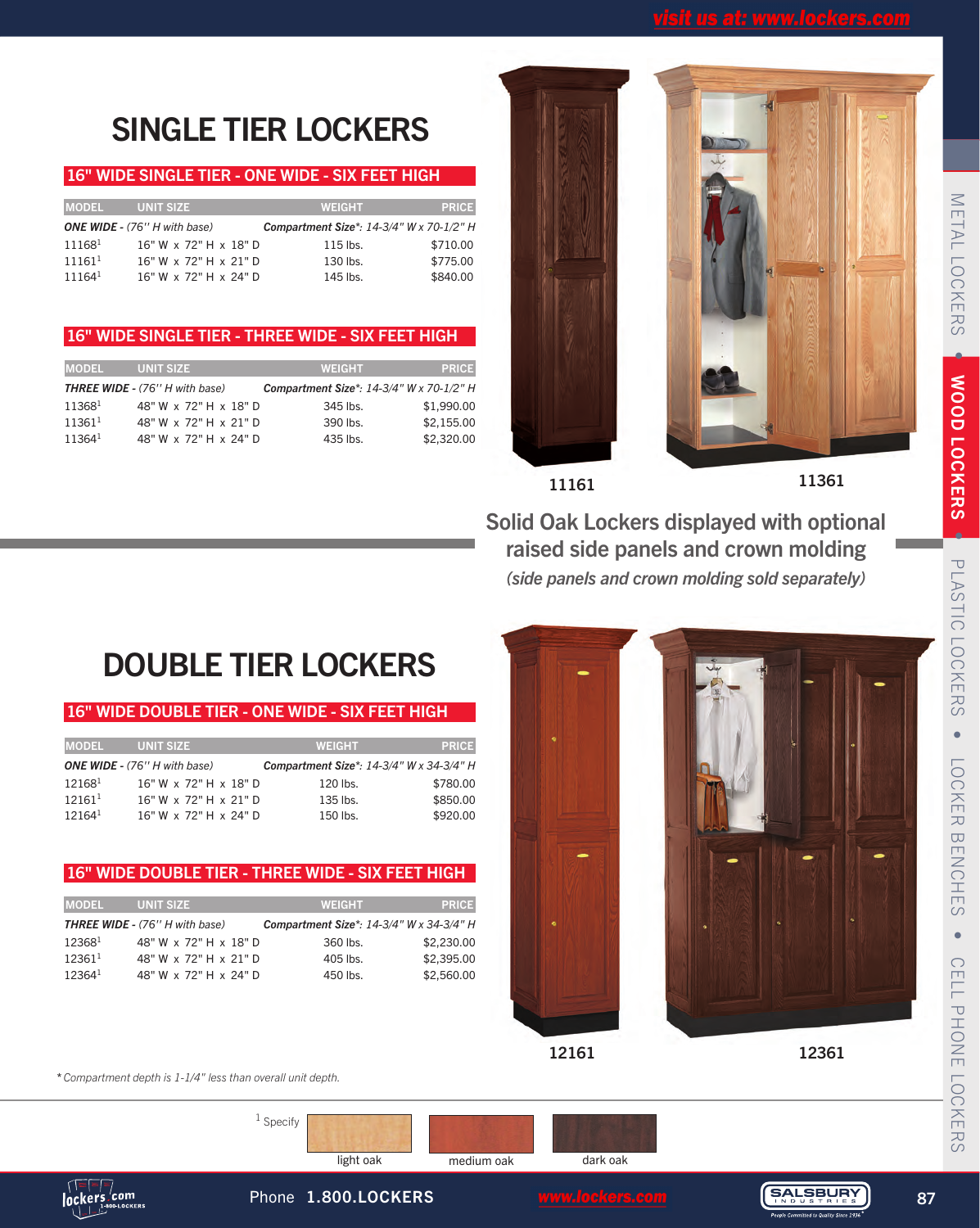# SINGLE TIER LOCKERS

## 16" WIDE SINGLE TIER - ONE WIDE - SIX FEET HIGH

| MODEL | UNIT SIZE | WEIGHT | PRICE |
|---|---|---|---|
| *ONE WIDE - (76'' H with base)* | | *Compartment Size*: 14-3/4" W x 70-1/2" H* | |
| 11168[1] | 16" W x 72" H x 18" D | 115 lbs. | $710.00 |
| 11161[1] | 16" W x 72" H x 21" D | 130 lbs. | $775.00 |
| 11164[1] | 16" W x 72" H x 24" D | 145 lbs. | $840.00 |

## 16" WIDE SINGLE TIER - THREE WIDE - SIX FEET HIGH

| MODEL | UNIT SIZE | WEIGHT | PRICE |
|---|---|---|---|
| *THREE WIDE - (76'' H with base)* | | *Compartment Size*: 14-3/4" W x 70-1/2" H* | |
| 11368[1] | 48" W x 72" H x 18" D | 345 lbs. | $1,990.00 |
| 11361[1] | 48" W x 72" H x 21" D | 390 lbs. | $2,155.00 |
| 11364[1] | 48" W x 72" H x 24" D | 435 lbs. | $2,320.00 |

11161 11361

**Solid Oak Lockers displayed with optional raised side panels and crown molding**

*(side panels and crown molding sold separately)*

# DOUBLE TIER LOCKERS

## 16" WIDE DOUBLE TIER - ONE WIDE - SIX FEET HIGH

| MODEL | UNIT SIZE | WEIGHT | PRICE |
|---|---|---|---|
| *ONE WIDE - (76'' H with base)* | | *Compartment Size*: 14-3/4" W x 34-3/4" H* | |
| 12168[1] | 16" W x 72" H x 18" D | 120 lbs. | $780.00 |
| 12161[1] | 16" W x 72" H x 21" D | 135 lbs. | $850.00 |
| 12164[1] | 16" W x 72" H x 24" D | 150 lbs. | $920.00 |

## 16" WIDE DOUBLE TIER - THREE WIDE - SIX FEET HIGH

| MODEL | UNIT SIZE | WEIGHT | PRICE |
|---|---|---|---|
| *THREE WIDE - (76'' H with base)* | | *Compartment Size*: 14-3/4" W x 34-3/4" H* | |
| 12368[1] | 48" W x 72" H x 18" D | 360 lbs. | $2,230.00 |
| 12361[1] | 48" W x 72" H x 21" D | 405 lbs. | $2,395.00 |
| 12364[1] | 48" W x 72" H x 24" D | 450 lbs. | $2,560.00 |

12161 12361

*\*Compartment depth is 1-1/4" less than overall unit depth.*

[1] Specify: light oak, medium oak, dark oak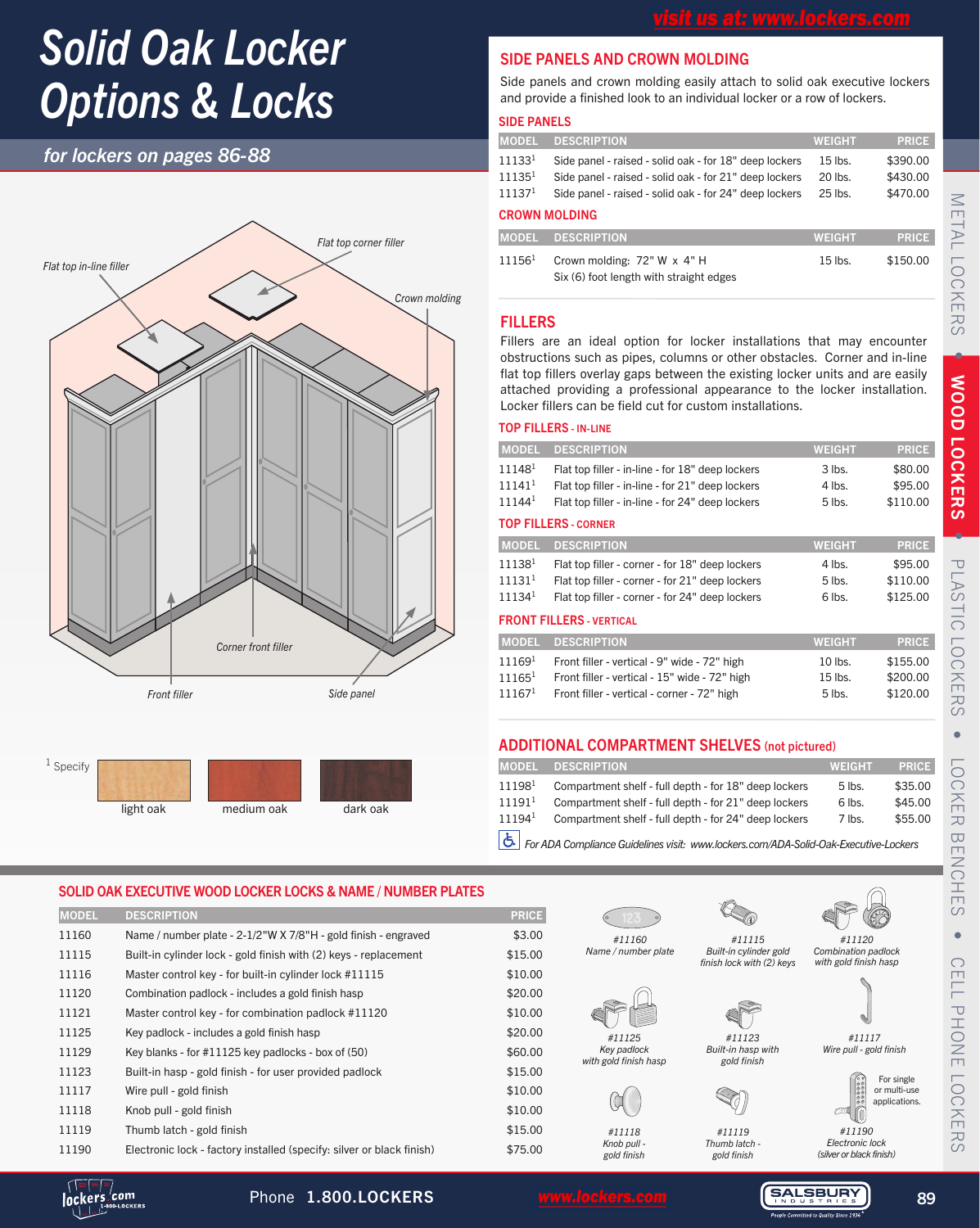# Solid Oak Locker Options & Locks

*for lockers on pages 86-88*

Flat top in-line filler

Flat top corner filler

Crown molding

Corner front filler

Front filler

Side panel

[1] Specify: light oak, medium oak, dark oak

## SIDE PANELS AND CROWN MOLDING

Side panels and crown molding easily attach to solid oak executive lockers and provide a finished look to an individual locker or a row of lockers.

### SIDE PANELS

| MODEL | DESCRIPTION | WEIGHT | PRICE |
|---|---|---|---|
| 11133[1] | Side panel - raised - solid oak - for 18" deep lockers | 15 lbs. | $390.00 |
| 11135[1] | Side panel - raised - solid oak - for 21" deep lockers | 20 lbs. | $430.00 |
| 11137[1] | Side panel - raised - solid oak - for 24" deep lockers | 25 lbs. | $470.00 |

### CROWN MOLDING

| MODEL | DESCRIPTION | WEIGHT | PRICE |
|---|---|---|---|
| 11156[1] | Crown molding: 72" W x 4" H<br>Six (6) foot length with straight edges | 15 lbs. | $150.00 |

## FILLERS

Fillers are an ideal option for locker installations that may encounter obstructions such as pipes, columns or other obstacles. Corner and in-line flat top fillers overlay gaps between the existing locker units and are easily attached providing a professional appearance to the locker installation. Locker fillers can be field cut for custom installations.

### TOP FILLERS - IN-LINE

| MODEL | DESCRIPTION | WEIGHT | PRICE |
|---|---|---|---|
| 11148[1] | Flat top filler - in-line - for 18" deep lockers | 3 lbs. | $80.00 |
| 11141[1] | Flat top filler - in-line - for 21" deep lockers | 4 lbs. | $95.00 |
| 11144[1] | Flat top filler - in-line - for 24" deep lockers | 5 lbs. | $110.00 |

### TOP FILLERS - CORNER

| MODEL | DESCRIPTION | WEIGHT | PRICE |
|---|---|---|---|
| 11138[1] | Flat top filler - corner - for 18" deep lockers | 4 lbs. | $95.00 |
| 11131[1] | Flat top filler - corner - for 21" deep lockers | 5 lbs. | $110.00 |
| 11134[1] | Flat top filler - corner - for 24" deep lockers | 6 lbs. | $125.00 |

### FRONT FILLERS - VERTICAL

| MODEL | DESCRIPTION | WEIGHT | PRICE |
|---|---|---|---|
| 11169[1] | Front filler - vertical - 9" wide - 72" high | 10 lbs. | $155.00 |
| 11165[1] | Front filler - vertical - 15" wide - 72" high | 15 lbs. | $200.00 |
| 11167[1] | Front filler - vertical - corner - 72" high | 5 lbs. | $120.00 |

## ADDITIONAL COMPARTMENT SHELVES (not pictured)

| MODEL | DESCRIPTION | WEIGHT | PRICE |
|---|---|---|---|
| 11198[1] | Compartment shelf - full depth - for 18" deep lockers | 5 lbs. | $35.00 |
| 11191[1] | Compartment shelf - full depth - for 21" deep lockers | 6 lbs. | $45.00 |
| 11194[1] | Compartment shelf - full depth - for 24" deep lockers | 7 lbs. | $55.00 |

*For ADA Compliance Guidelines visit: www.lockers.com/ADA-Solid-Oak-Executive-Lockers*

## SOLID OAK EXECUTIVE WOOD LOCKER LOCKS & NAME / NUMBER PLATES

| MODEL | DESCRIPTION | PRICE |
|---|---|---|
| 11160 | Name / number plate - 2-1/2"W X 7/8"H - gold finish - engraved | $3.00 |
| 11115 | Built-in cylinder lock - gold finish with (2) keys - replacement | $15.00 |
| 11116 | Master control key - for built-in cylinder lock #11115 | $10.00 |
| 11120 | Combination padlock - includes a gold finish hasp | $20.00 |
| 11121 | Master control key - for combination padlock #11120 | $10.00 |
| 11125 | Key padlock - includes a gold finish hasp | $20.00 |
| 11129 | Key blanks - for #11125 key padlocks - box of (50) | $60.00 |
| 11123 | Built-in hasp - gold finish - for user provided padlock | $15.00 |
| 11117 | Wire pull - gold finish | $10.00 |
| 11118 | Knob pull - gold finish | $10.00 |
| 11119 | Thumb latch - gold finish | $15.00 |
| 11190 | Electronic lock - factory installed (specify: silver or black finish) | $75.00 |

#11160 Name / number plate

#11115 Built-in cylinder gold finish lock with (2) keys

#11120 Combination padlock with gold finish hasp

#11125 Key padlock with gold finish hasp

#11123 Built-in hasp with gold finish

#11117 Wire pull - gold finish

#11118 Knob pull - gold finish

#11119 Thumb latch - gold finish

#11190 Electronic lock (silver or black finish)

For single or multi-use applications.